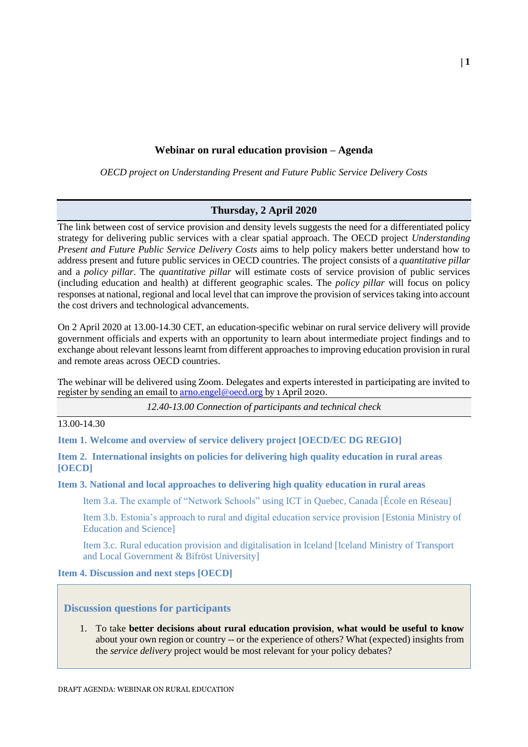# Webinar on rural education provision – Agenda

*OECD project on Understanding Present and Future Public Service Delivery Costs*

## Thursday, 2 April 2020

The link between cost of service provision and density levels suggests the need for a differentiated policy strategy for delivering public services with a clear spatial approach. The OECD project *Understanding Present and Future Public Service Delivery Costs* aims to help policy makers better understand how to address present and future public services in OECD countries. The project consists of a *quantitative pillar* and a *policy pillar*. The *quantitative pillar* will estimate costs of service provision of public services (including education and health) at different geographic scales. The *policy pillar* will focus on policy responses at national, regional and local level that can improve the provision of services taking into account the cost drivers and technological advancements.

On 2 April 2020 at 13.00-14.30 CET, an education-specific webinar on rural service delivery will provide government officials and experts with an opportunity to learn about intermediate project findings and to exchange about relevant lessons learnt from different approaches to improving education provision in rural and remote areas across OECD countries.

The webinar will be delivered using Zoom. Delegates and experts interested in participating are invited to register by sending an email to arno.engel@oecd.org by 1 April 2020.

*12.40-13.00 Connection of participants and technical check*

13.00-14.30

**Item 1. Welcome and overview of service delivery project [OECD/EC DG REGIO]**

**Item 2. International insights on policies for delivering high quality education in rural areas [OECD]**

**Item 3. National and local approaches to delivering high quality education in rural areas**

- Item 3.a. The example of "Network Schools" using ICT in Quebec, Canada [École en Réseau]
- Item 3.b. Estonia's approach to rural and digital education service provision [Estonia Ministry of Education and Science]
- Item 3.c. Rural education provision and digitalisation in Iceland [Iceland Ministry of Transport and Local Government & Bifröst University]

**Item 4. Discussion and next steps [OECD]**

### Discussion questions for participants

1. To take **better decisions about rural education provision**, **what would be useful to know** about your own region or country -- or the experience of others? What (expected) insights from the *service delivery* project would be most relevant for your policy debates?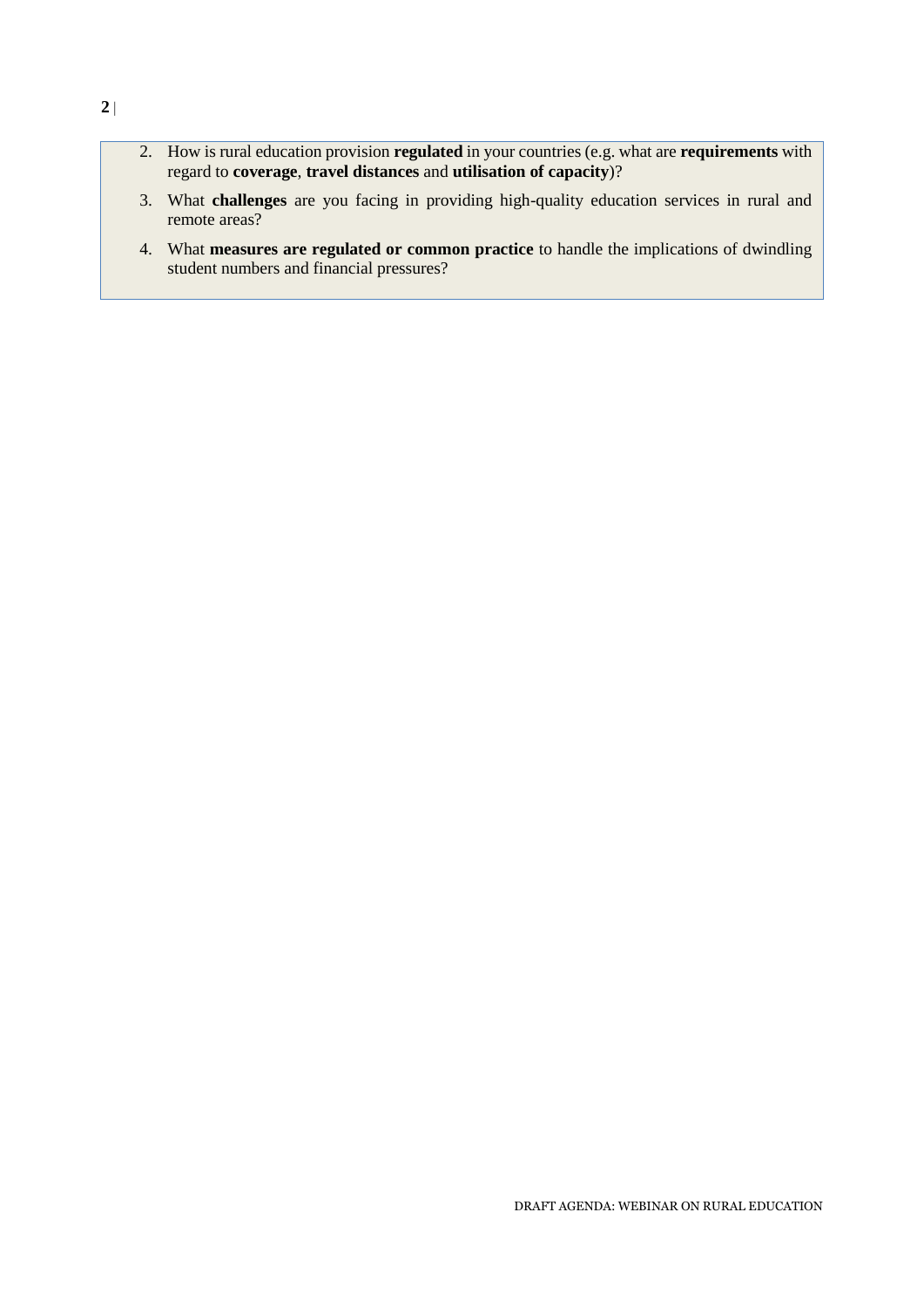2. How is rural education provision **regulated** in your countries (e.g. what are **requirements** with regard to **coverage**, **travel distances** and **utilisation of capacity**)?
3. What **challenges** are you facing in providing high-quality education services in rural and remote areas?
4. What **measures are regulated or common practice** to handle the implications of dwindling student numbers and financial pressures?